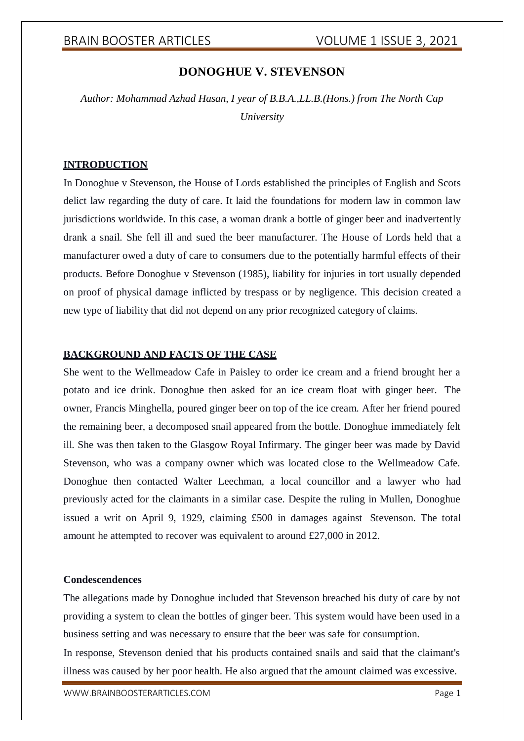# DONOGHUE V. STEVENSON

*Author: Mohammad Azhad Hasan, I year of B.B.A.,LL.B.(Hons.) from The North Cap University*

## INTRODUCTION

In Donoghue v Stevenson, the House of Lords established the principles of English and Scots delict law regarding the duty of care. It laid the foundations for modern law in common law jurisdictions worldwide. In this case, a woman drank a bottle of ginger beer and inadvertently drank a snail. She fell ill and sued the beer manufacturer. The House of Lords held that a manufacturer owed a duty of care to consumers due to the potentially harmful effects of their products. Before Donoghue v Stevenson (1985), liability for injuries in tort usually depended on proof of physical damage inflicted by trespass or by negligence. This decision created a new type of liability that did not depend on any prior recognized category of claims.

## BACKGROUND AND FACTS OF THE CASE

She went to the Wellmeadow Cafe in Paisley to order ice cream and a friend brought her a potato and ice drink. Donoghue then asked for an ice cream float with ginger beer. The owner, Francis Minghella, poured ginger beer on top of the ice cream. After her friend poured the remaining beer, a decomposed snail appeared from the bottle. Donoghue immediately felt ill. She was then taken to the Glasgow Royal Infirmary. The ginger beer was made by David Stevenson, who was a company owner which was located close to the Wellmeadow Cafe. Donoghue then contacted Walter Leechman, a local councillor and a lawyer who had previously acted for the claimants in a similar case. Despite the ruling in Mullen, Donoghue issued a writ on April 9, 1929, claiming £500 in damages against Stevenson. The total amount he attempted to recover was equivalent to around £27,000 in 2012.

### Condescendences

The allegations made by Donoghue included that Stevenson breached his duty of care by not providing a system to clean the bottles of ginger beer. This system would have been used in a business setting and was necessary to ensure that the beer was safe for consumption.

In response, Stevenson denied that his products contained snails and said that the claimant's illness was caused by her poor health. He also argued that the amount claimed was excessive.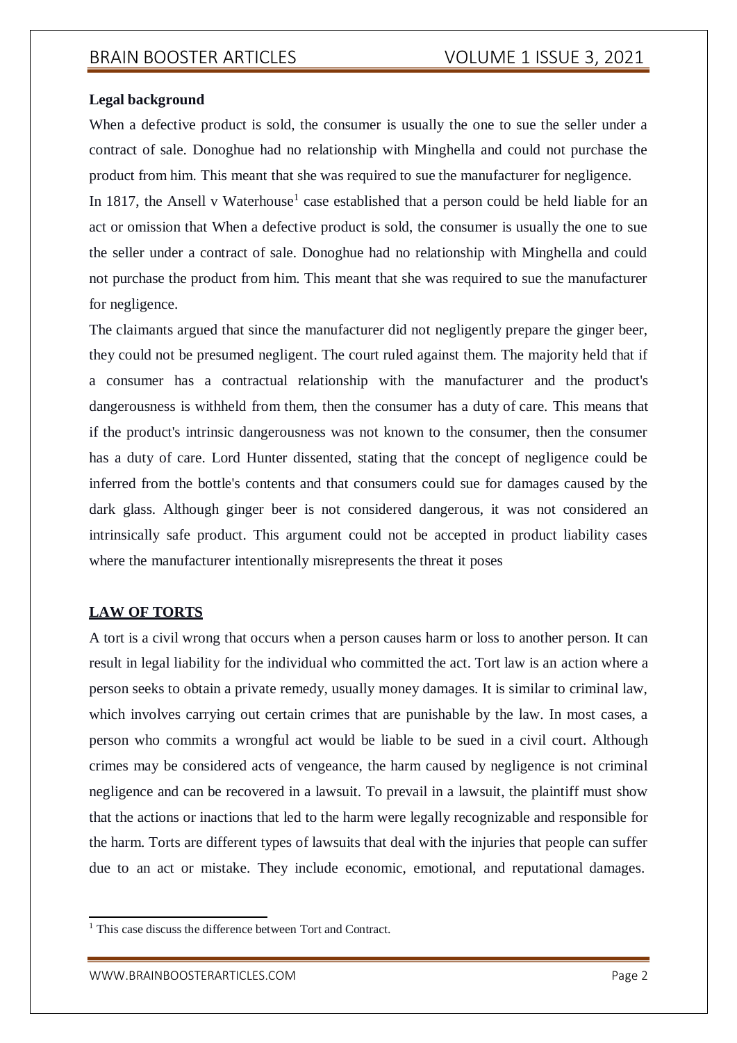**Legal background**

When a defective product is sold, the consumer is usually the one to sue the seller under a contract of sale. Donoghue had no relationship with Minghella and could not purchase the product from him. This meant that she was required to sue the manufacturer for negligence.

In 1817, the Ansell v Waterhouse[1] case established that a person could be held liable for an act or omission that When a defective product is sold, the consumer is usually the one to sue the seller under a contract of sale. Donoghue had no relationship with Minghella and could not purchase the product from him. This meant that she was required to sue the manufacturer for negligence.

The claimants argued that since the manufacturer did not negligently prepare the ginger beer, they could not be presumed negligent. The court ruled against them. The majority held that if a consumer has a contractual relationship with the manufacturer and the product's dangerousness is withheld from them, then the consumer has a duty of care. This means that if the product's intrinsic dangerousness was not known to the consumer, then the consumer has a duty of care. Lord Hunter dissented, stating that the concept of negligence could be inferred from the bottle's contents and that consumers could sue for damages caused by the dark glass. Although ginger beer is not considered dangerous, it was not considered an intrinsically safe product. This argument could not be accepted in product liability cases where the manufacturer intentionally misrepresents the threat it poses

## LAW OF TORTS

A tort is a civil wrong that occurs when a person causes harm or loss to another person. It can result in legal liability for the individual who committed the act. Tort law is an action where a person seeks to obtain a private remedy, usually money damages. It is similar to criminal law, which involves carrying out certain crimes that are punishable by the law. In most cases, a person who commits a wrongful act would be liable to be sued in a civil court. Although crimes may be considered acts of vengeance, the harm caused by negligence is not criminal negligence and can be recovered in a lawsuit. To prevail in a lawsuit, the plaintiff must show that the actions or inactions that led to the harm were legally recognizable and responsible for the harm. Torts are different types of lawsuits that deal with the injuries that people can suffer due to an act or mistake. They include economic, emotional, and reputational damages.

[1] This case discuss the difference between Tort and Contract.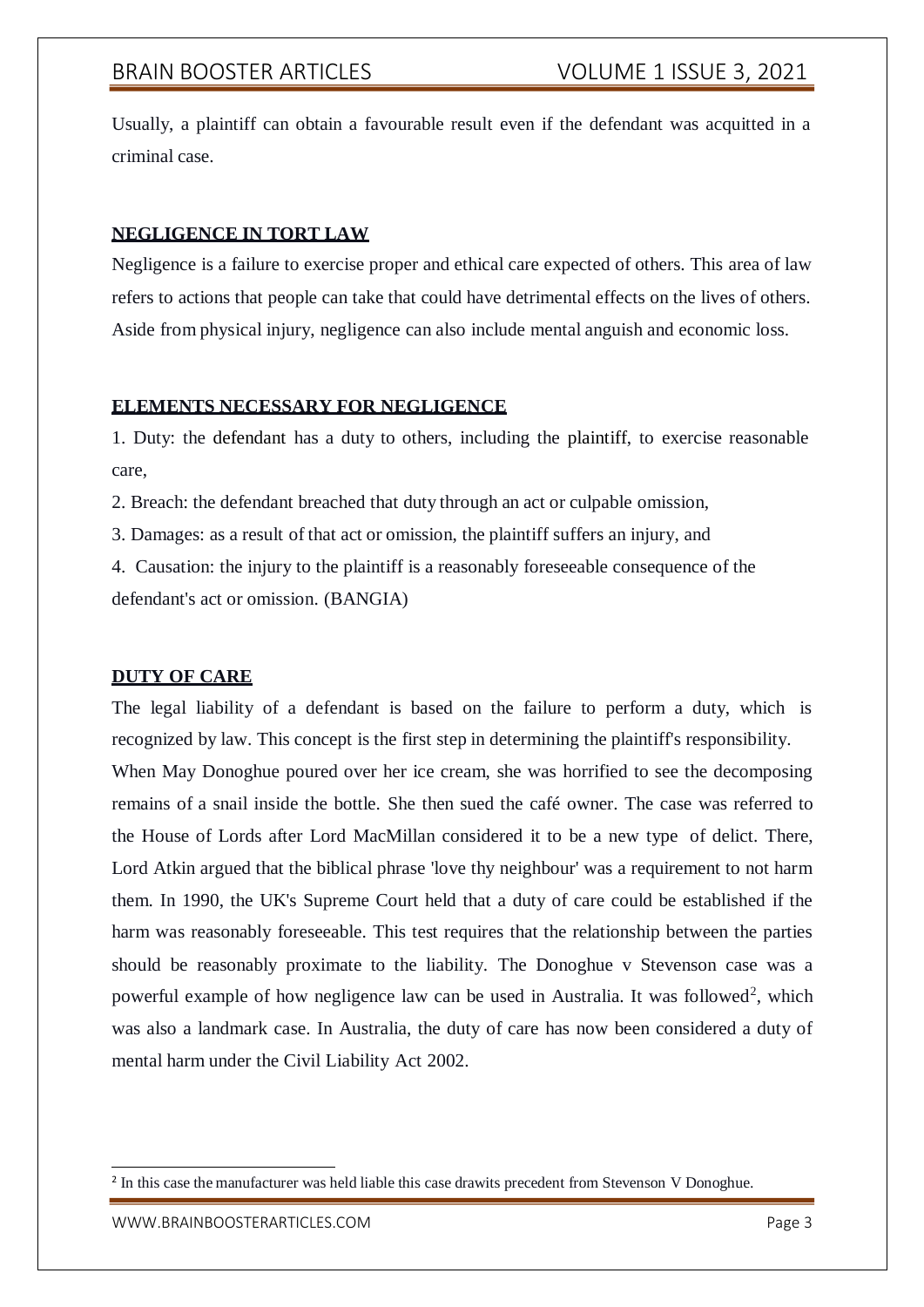Usually, a plaintiff can obtain a favourable result even if the defendant was acquitted in a criminal case.

## NEGLIGENCE IN TORT LAW

Negligence is a failure to exercise proper and ethical care expected of others. This area of law refers to actions that people can take that could have detrimental effects on the lives of others. Aside from physical injury, negligence can also include mental anguish and economic loss.

## ELEMENTS NECESSARY FOR NEGLIGENCE

1. Duty: the defendant has a duty to others, including the plaintiff, to exercise reasonable care,
2. Breach: the defendant breached that duty through an act or culpable omission,
3. Damages: as a result of that act or omission, the plaintiff suffers an injury, and
4. Causation: the injury to the plaintiff is a reasonably foreseeable consequence of the defendant's act or omission. (BANGIA)

## DUTY OF CARE

The legal liability of a defendant is based on the failure to perform a duty, which is recognized by law. This concept is the first step in determining the plaintiff's responsibility. When May Donoghue poured over her ice cream, she was horrified to see the decomposing remains of a snail inside the bottle. She then sued the café owner. The case was referred to the House of Lords after Lord MacMillan considered it to be a new type of delict. There, Lord Atkin argued that the biblical phrase 'love thy neighbour' was a requirement to not harm them. In 1990, the UK's Supreme Court held that a duty of care could be established if the harm was reasonably foreseeable. This test requires that the relationship between the parties should be reasonably proximate to the liability. The Donoghue v Stevenson case was a powerful example of how negligence law can be used in Australia. It was followed[2], which was also a landmark case. In Australia, the duty of care has now been considered a duty of mental harm under the Civil Liability Act 2002.

---

[2] In this case the manufacturer was held liable this case drawits precedent from Stevenson V Donoghue.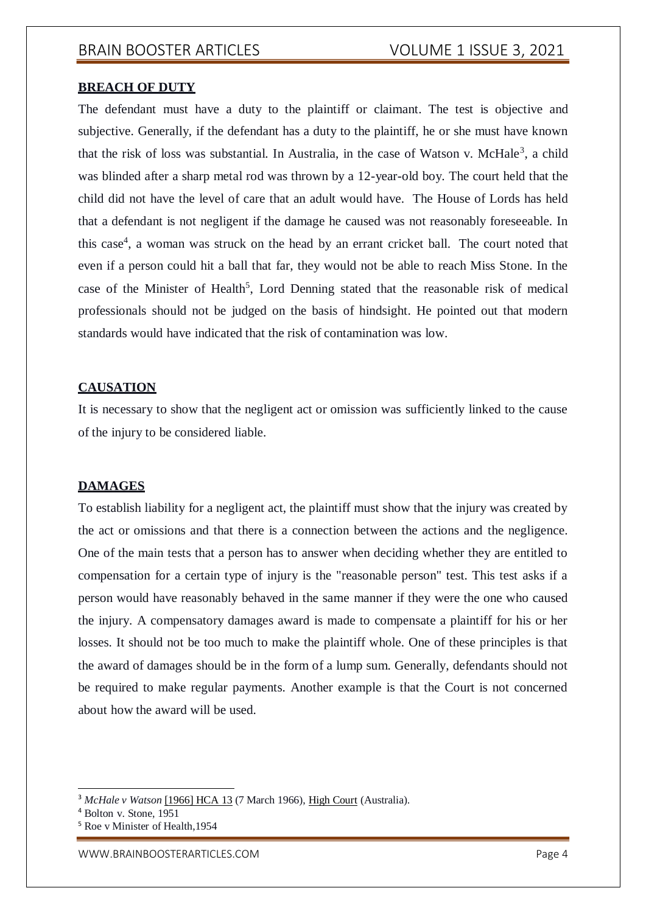## BREACH OF DUTY

The defendant must have a duty to the plaintiff or claimant. The test is objective and subjective. Generally, if the defendant has a duty to the plaintiff, he or she must have known that the risk of loss was substantial. In Australia, in the case of Watson v. McHale[3], a child was blinded after a sharp metal rod was thrown by a 12-year-old boy. The court held that the child did not have the level of care that an adult would have. The House of Lords has held that a defendant is not negligent if the damage he caused was not reasonably foreseeable. In this case[4], a woman was struck on the head by an errant cricket ball. The court noted that even if a person could hit a ball that far, they would not be able to reach Miss Stone. In the case of the Minister of Health[5], Lord Denning stated that the reasonable risk of medical professionals should not be judged on the basis of hindsight. He pointed out that modern standards would have indicated that the risk of contamination was low.

## CAUSATION

It is necessary to show that the negligent act or omission was sufficiently linked to the cause of the injury to be considered liable.

## DAMAGES

To establish liability for a negligent act, the plaintiff must show that the injury was created by the act or omissions and that there is a connection between the actions and the negligence. One of the main tests that a person has to answer when deciding whether they are entitled to compensation for a certain type of injury is the "reasonable person" test. This test asks if a person would have reasonably behaved in the same manner if they were the one who caused the injury. A compensatory damages award is made to compensate a plaintiff for his or her losses. It should not be too much to make the plaintiff whole. One of these principles is that the award of damages should be in the form of a lump sum. Generally, defendants should not be required to make regular payments. Another example is that the Court is not concerned about how the award will be used.

---

[3] *McHale v Watson* [1966] HCA 13 (7 March 1966), High Court (Australia).

[4] Bolton v. Stone, 1951

[5] Roe v Minister of Health,1954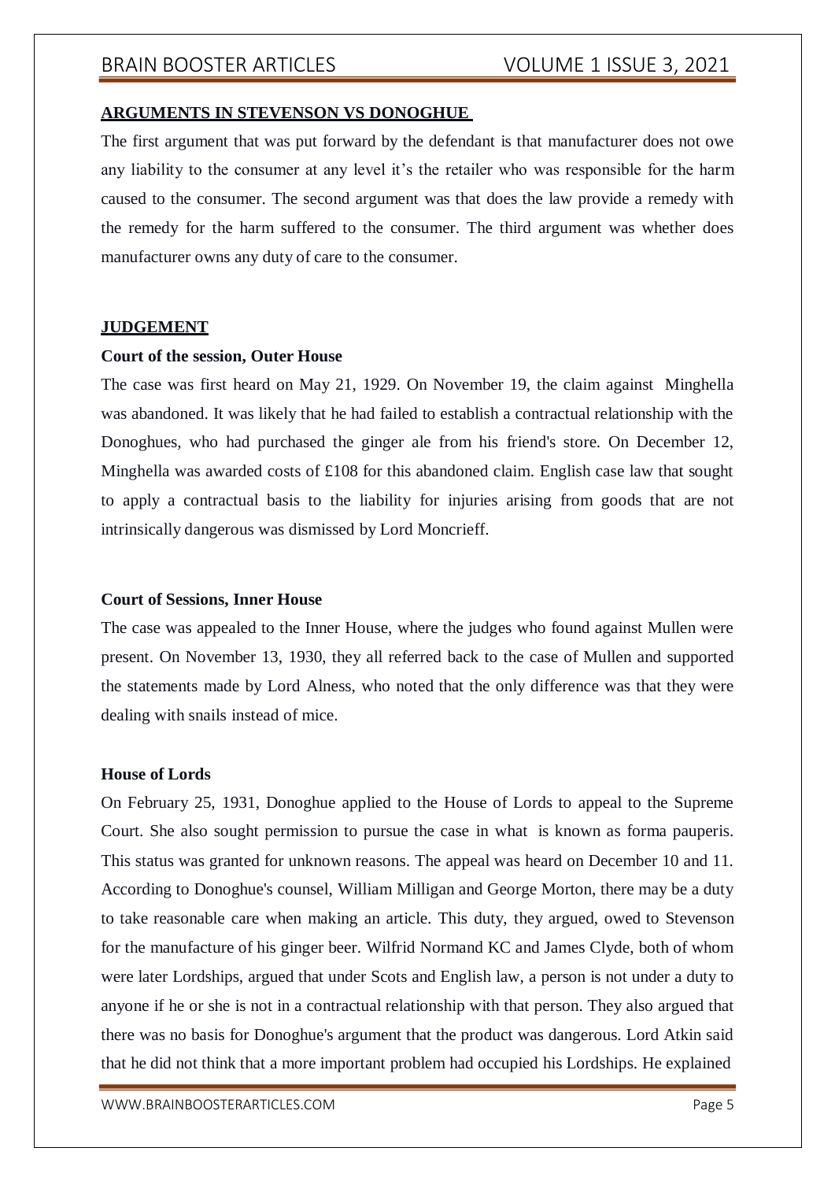## ARGUMENTS IN STEVENSON VS DONOGHUE

The first argument that was put forward by the defendant is that manufacturer does not owe any liability to the consumer at any level it's the retailer who was responsible for the harm caused to the consumer. The second argument was that does the law provide a remedy with the remedy for the harm suffered to the consumer. The third argument was whether does manufacturer owns any duty of care to the consumer.

## JUDGEMENT

### Court of the session, Outer House

The case was first heard on May 21, 1929. On November 19, the claim against Minghella was abandoned. It was likely that he had failed to establish a contractual relationship with the Donoghues, who had purchased the ginger ale from his friend's store. On December 12, Minghella was awarded costs of £108 for this abandoned claim. English case law that sought to apply a contractual basis to the liability for injuries arising from goods that are not intrinsically dangerous was dismissed by Lord Moncrieff.

### Court of Sessions, Inner House

The case was appealed to the Inner House, where the judges who found against Mullen were present. On November 13, 1930, they all referred back to the case of Mullen and supported the statements made by Lord Alness, who noted that the only difference was that they were dealing with snails instead of mice.

### House of Lords

On February 25, 1931, Donoghue applied to the House of Lords to appeal to the Supreme Court. She also sought permission to pursue the case in what is known as forma pauperis. This status was granted for unknown reasons. The appeal was heard on December 10 and 11. According to Donoghue's counsel, William Milligan and George Morton, there may be a duty to take reasonable care when making an article. This duty, they argued, owed to Stevenson for the manufacture of his ginger beer. Wilfrid Normand KC and James Clyde, both of whom were later Lordships, argued that under Scots and English law, a person is not under a duty to anyone if he or she is not in a contractual relationship with that person. They also argued that there was no basis for Donoghue's argument that the product was dangerous. Lord Atkin said that he did not think that a more important problem had occupied his Lordships. He explained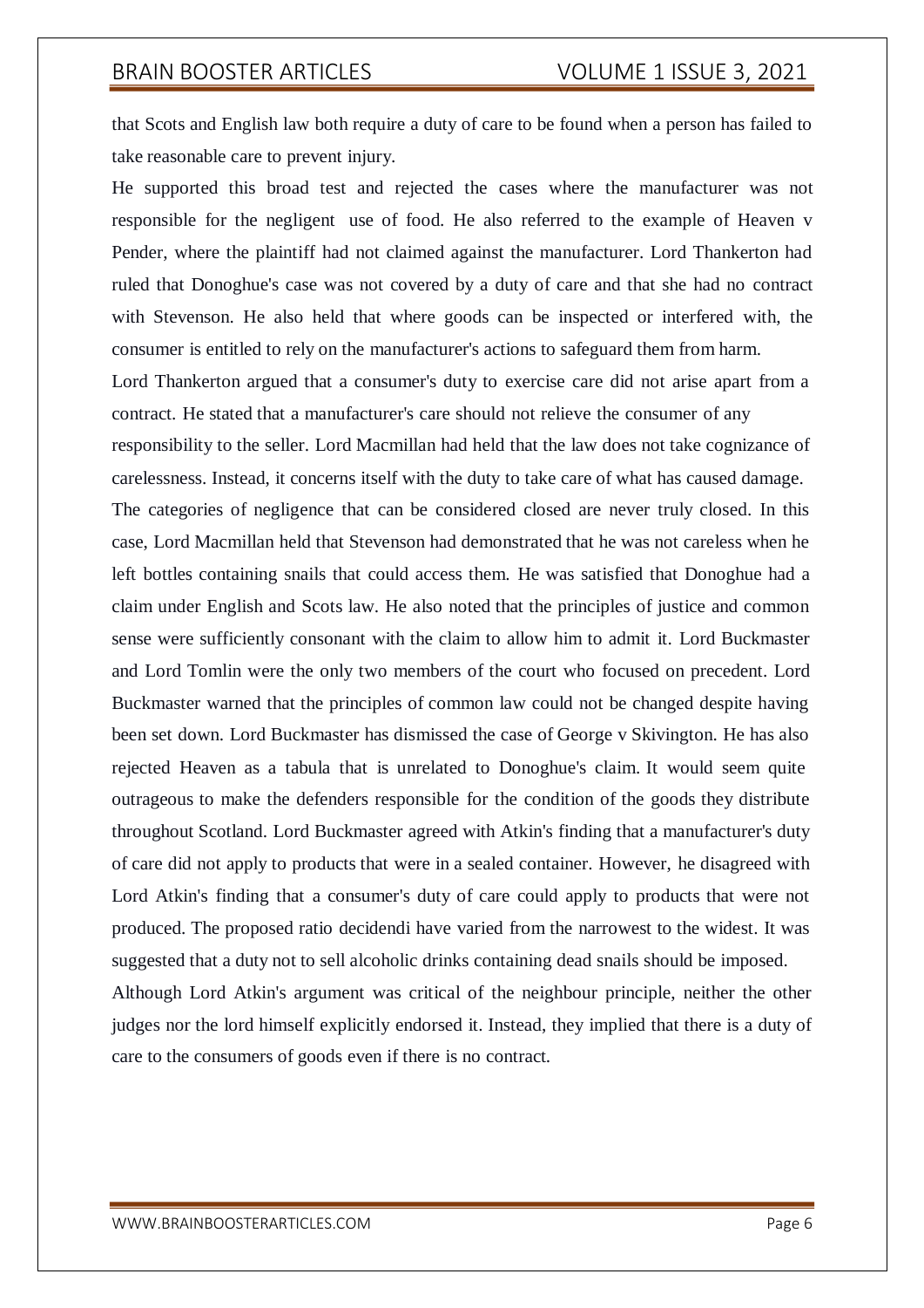that Scots and English law both require a duty of care to be found when a person has failed to take reasonable care to prevent injury.

He supported this broad test and rejected the cases where the manufacturer was not responsible for the negligent use of food. He also referred to the example of Heaven v Pender, where the plaintiff had not claimed against the manufacturer. Lord Thankerton had ruled that Donoghue's case was not covered by a duty of care and that she had no contract with Stevenson. He also held that where goods can be inspected or interfered with, the consumer is entitled to rely on the manufacturer's actions to safeguard them from harm.

Lord Thankerton argued that a consumer's duty to exercise care did not arise apart from a contract. He stated that a manufacturer's care should not relieve the consumer of any responsibility to the seller. Lord Macmillan had held that the law does not take cognizance of carelessness. Instead, it concerns itself with the duty to take care of what has caused damage. The categories of negligence that can be considered closed are never truly closed. In this case, Lord Macmillan held that Stevenson had demonstrated that he was not careless when he left bottles containing snails that could access them. He was satisfied that Donoghue had a claim under English and Scots law. He also noted that the principles of justice and common sense were sufficiently consonant with the claim to allow him to admit it. Lord Buckmaster and Lord Tomlin were the only two members of the court who focused on precedent. Lord Buckmaster warned that the principles of common law could not be changed despite having been set down. Lord Buckmaster has dismissed the case of George v Skivington. He has also rejected Heaven as a tabula that is unrelated to Donoghue's claim. It would seem quite outrageous to make the defenders responsible for the condition of the goods they distribute throughout Scotland. Lord Buckmaster agreed with Atkin's finding that a manufacturer's duty of care did not apply to products that were in a sealed container. However, he disagreed with Lord Atkin's finding that a consumer's duty of care could apply to products that were not produced. The proposed ratio decidendi have varied from the narrowest to the widest. It was suggested that a duty not to sell alcoholic drinks containing dead snails should be imposed.

Although Lord Atkin's argument was critical of the neighbour principle, neither the other judges nor the lord himself explicitly endorsed it. Instead, they implied that there is a duty of care to the consumers of goods even if there is no contract.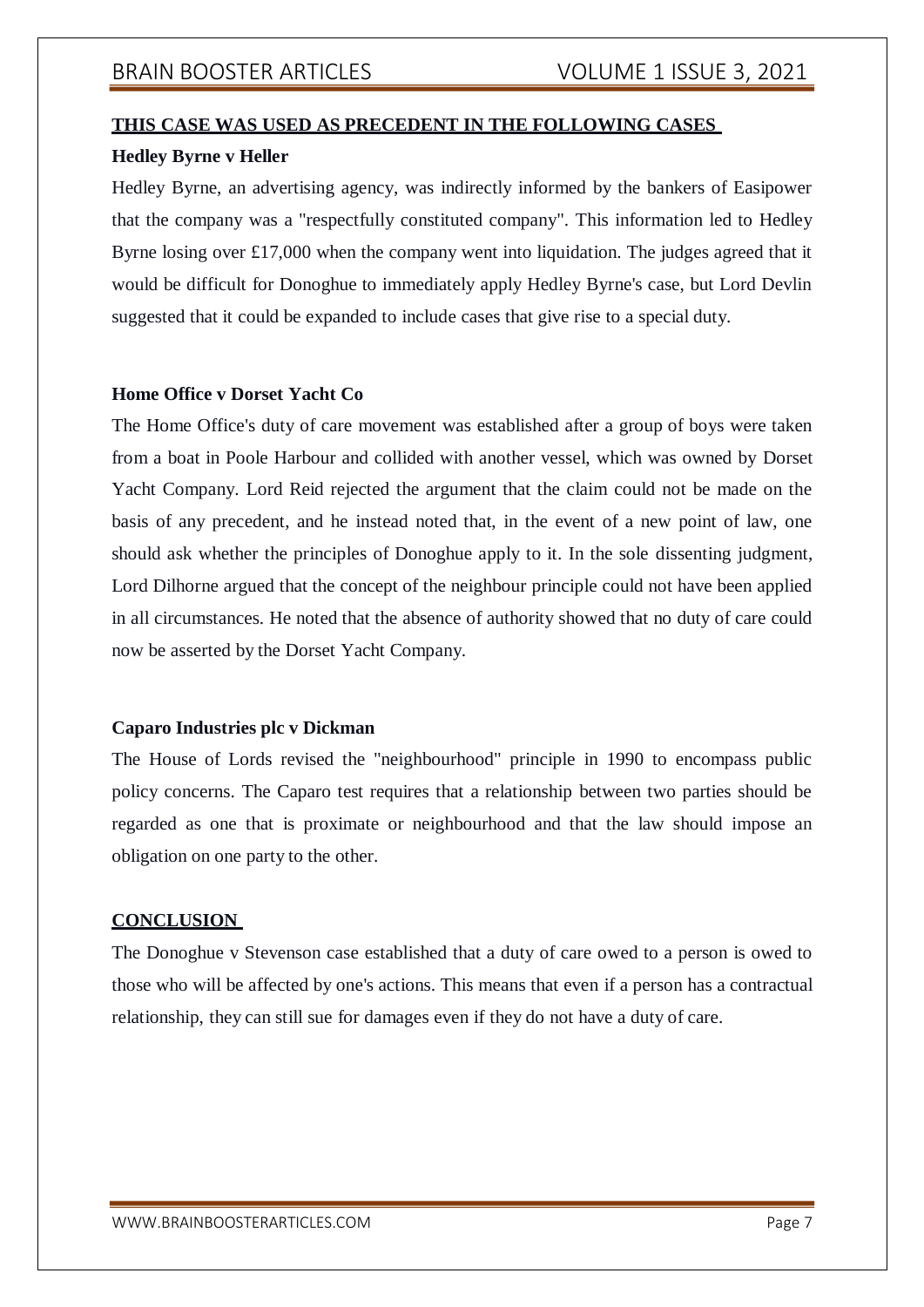## THIS CASE WAS USED AS PRECEDENT IN THE FOLLOWING CASES

### Hedley Byrne v Heller

Hedley Byrne, an advertising agency, was indirectly informed by the bankers of Easipower that the company was a "respectfully constituted company". This information led to Hedley Byrne losing over £17,000 when the company went into liquidation. The judges agreed that it would be difficult for Donoghue to immediately apply Hedley Byrne's case, but Lord Devlin suggested that it could be expanded to include cases that give rise to a special duty.

### Home Office v Dorset Yacht Co

The Home Office's duty of care movement was established after a group of boys were taken from a boat in Poole Harbour and collided with another vessel, which was owned by Dorset Yacht Company. Lord Reid rejected the argument that the claim could not be made on the basis of any precedent, and he instead noted that, in the event of a new point of law, one should ask whether the principles of Donoghue apply to it. In the sole dissenting judgment, Lord Dilhorne argued that the concept of the neighbour principle could not have been applied in all circumstances. He noted that the absence of authority showed that no duty of care could now be asserted by the Dorset Yacht Company.

### Caparo Industries plc v Dickman

The House of Lords revised the "neighbourhood" principle in 1990 to encompass public policy concerns. The Caparo test requires that a relationship between two parties should be regarded as one that is proximate or neighbourhood and that the law should impose an obligation on one party to the other.

## CONCLUSION

The Donoghue v Stevenson case established that a duty of care owed to a person is owed to those who will be affected by one's actions. This means that even if a person has a contractual relationship, they can still sue for damages even if they do not have a duty of care.